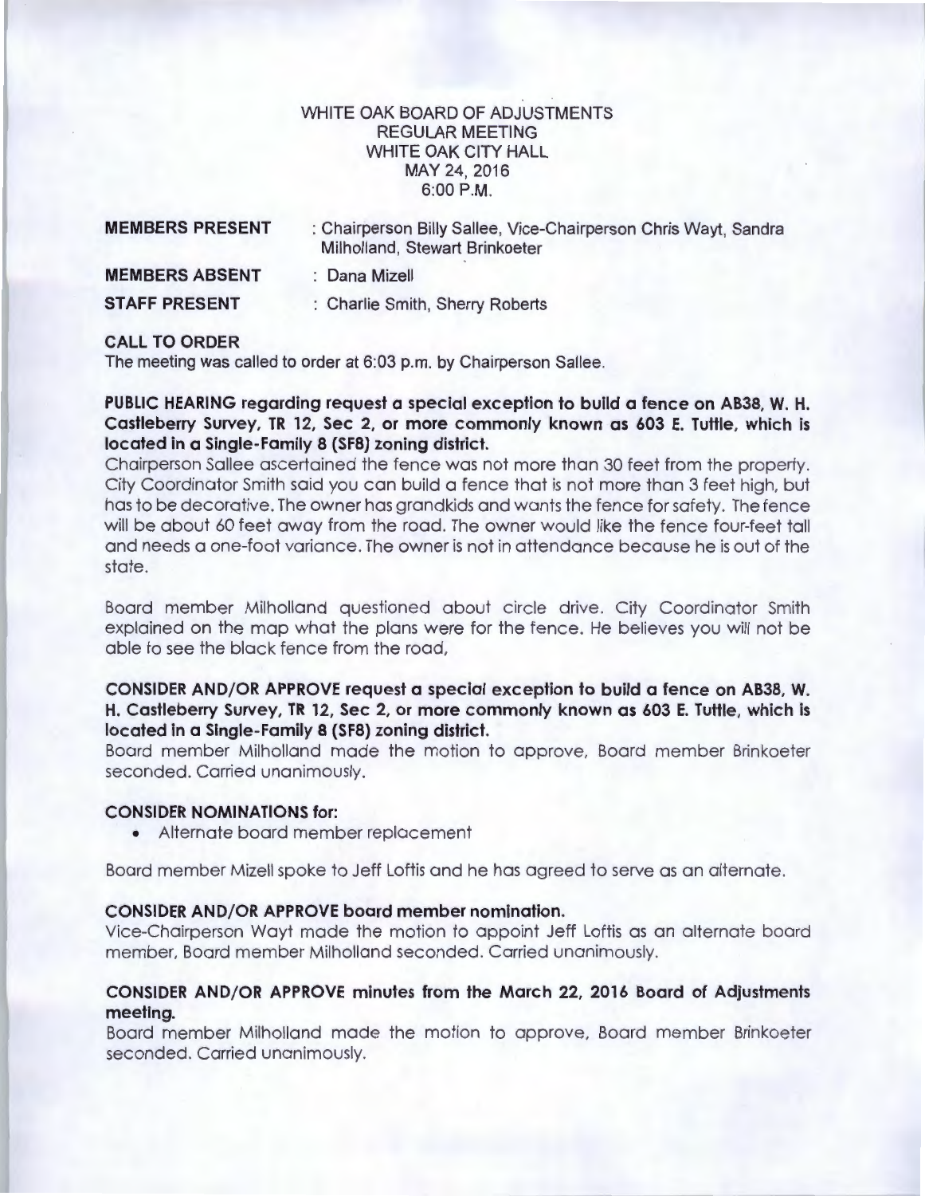# WHITE OAK BOARD OF ADJUSTMENTS
## REGULAR MEETING
## WHITE OAK CITY HALL
## MAY 24, 2016
## 6:00 P.M.

**MEMBERS PRESENT** : Chairperson Billy Sallee, Vice-Chairperson Chris Wayt, Sandra Milholland, Stewart Brinkoeter

**MEMBERS ABSENT** : Dana Mizell

**STAFF PRESENT** : Charlie Smith, Sherry Roberts

**CALL TO ORDER**

The meeting was called to order at 6:03 p.m. by Chairperson Sallee.

**PUBLIC HEARING regarding request a special exception to build a fence on AB38, W. H. Castleberry Survey, TR 12, Sec 2, or more commonly known as 603 E. Tuttle, which is located in a Single-Family 8 (SF8) zoning district.**

Chairperson Sallee ascertained the fence was not more than 30 feet from the property. City Coordinator Smith said you can build a fence that is not more than 3 feet high, but has to be decorative. The owner has grandkids and wants the fence for safety. The fence will be about 60 feet away from the road. The owner would like the fence four-feet tall and needs a one-foot variance. The owner is not in attendance because he is out of the state.

Board member Milholland questioned about circle drive. City Coordinator Smith explained on the map what the plans were for the fence. He believes you will not be able to see the black fence from the road,

**CONSIDER AND/OR APPROVE request a special exception to build a fence on AB38, W. H. Castleberry Survey, TR 12, Sec 2, or more commonly known as 603 E. Tuttle, which is located in a Single-Family 8 (SF8) zoning district.**

Board member Milholland made the motion to approve, Board member Brinkoeter seconded. Carried unanimously.

**CONSIDER NOMINATIONS for:**

- Alternate board member replacement

Board member Mizell spoke to Jeff Loftis and he has agreed to serve as an alternate.

**CONSIDER AND/OR APPROVE board member nomination.**

Vice-Chairperson Wayt made the motion to appoint Jeff Loftis as an alternate board member, Board member Milholland seconded. Carried unanimously.

**CONSIDER AND/OR APPROVE minutes from the March 22, 2016 Board of Adjustments meeting.**

Board member Milholland made the motion to approve, Board member Brinkoeter seconded. Carried unanimously.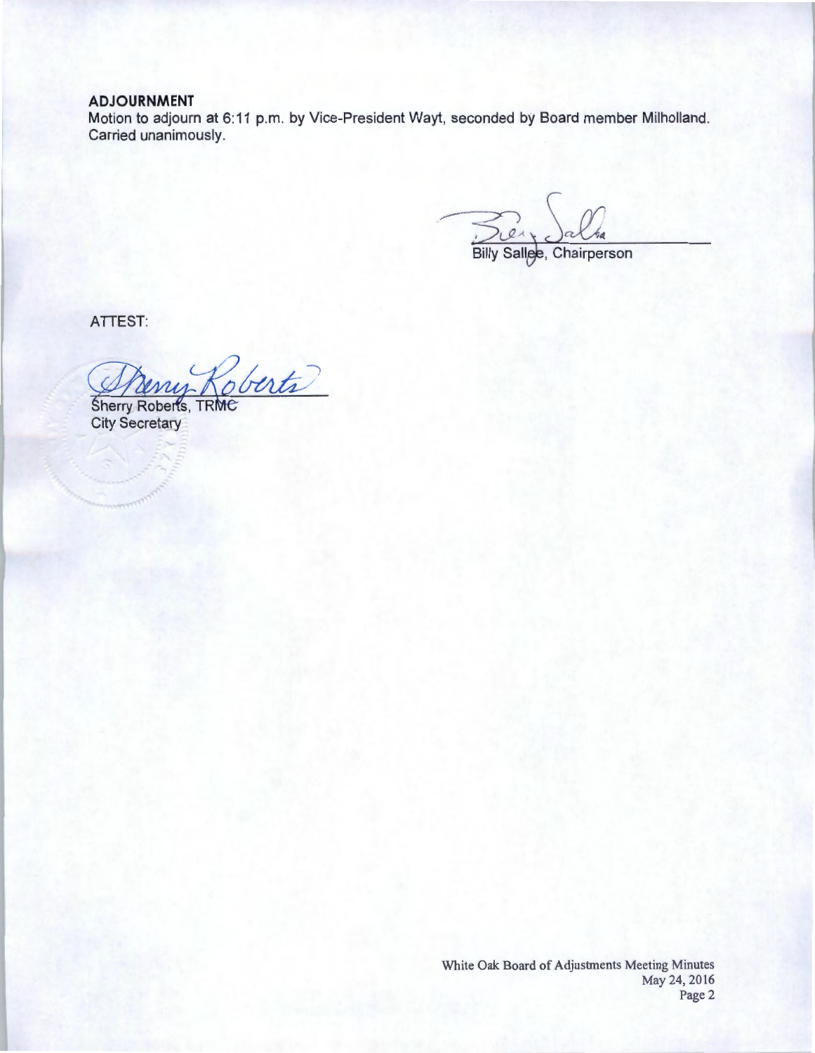**ADJOURNMENT**

Motion to adjourn at 6:11 p.m. by Vice-President Wayt, seconded by Board member Milholland. Carried unanimously.

Billy Sallee, Chairperson

ATTEST:

Sherry Roberts, TRMC
City Secretary